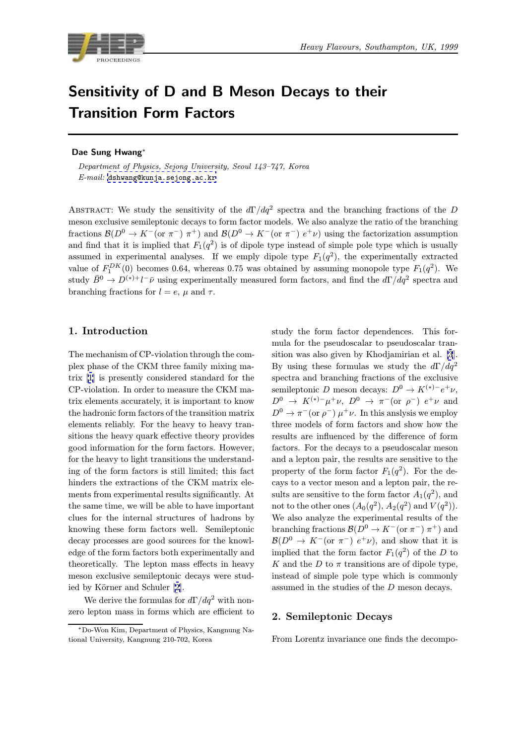# Sensitivity of D and B Meson Decays to their Transition Form Factors

**Dae Sung Hwang***

*Department of Physics, Sejong University, Seoul 143–747, Korea*
*E-mail:* dshwang@kunja.sejong.ac.kr

Abstract: We study the sensitivity of the $d\Gamma/dq^2$ spectra and the branching fractions of the $D$ meson exclusive semileptonic decays to form factor models. We also analyze the ratio of the branching fractions $\mathcal{B}(D^0 \to K^-(\text{or } \pi^-)\ \pi^+)$ and $\mathcal{B}(D^0 \to K^-(\text{or } \pi^-)\ e^+\nu)$ using the factorization assumption and find that it is implied that $F_1(q^2)$ is of dipole type instead of simple pole type which is usually assumed in experimental analyses. If we emply dipole type $F_1(q^2)$, the experimentally extracted value of $F_1^{DK}(0)$ becomes 0.64, whereas 0.75 was obtained by assuming monopole type $F_1(q^2)$. We study $\bar{B}^0 \to D^{(*)+}l^-\bar{\nu}$ using experimentally measured form factors, and find the $d\Gamma/dq^2$ spectra and branching fractions for $l = e$, $\mu$ and $\tau$.

## 1. Introduction

The mechanism of CP-violation through the complex phase of the CKM three family mixing matrix [1] is presently considered standard for the CP-violation. In order to measure the CKM matrix elements accurately, it is important to know the hadronic form factors of the transition matrix elements reliably. For the heavy to heavy transitions the heavy quark effective theory provides good information for the form factors. However, for the heavy to light transitions the understanding of the form factors is still limited; this fact hinders the extractions of the CKM matrix elements from experimental results significantly. At the same time, we will be able to have important clues for the internal structures of hadrons by knowing these form factors well. Semileptonic decay processes are good sources for the knowledge of the form factors both experimentally and theoretically. The lepton mass effects in heavy meson exclusive semileptonic decays were studied by Körner and Schuler [2].

We derive the formulas for $d\Gamma/dq^2$ with nonzero lepton mass in forms which are efficient to study the form factor dependences. This formula for the pseudoscalar to pseudoscalar transition was also given by Khodjamirian et al. [3]. By using these formulas we study the $d\Gamma/dq^2$ spectra and branching fractions of the exclusive semileptonic $D$ meson decays: $D^0 \to K^{(*)-}e^+\nu$, $D^0 \to K^{(*)-}\mu^+\nu$, $D^0 \to \pi^-(\text{or } \rho^-)\ e^+\nu$ and $D^0 \to \pi^-(\text{or } \rho^-)\ \mu^+\nu$. In this anslysis we employ three models of form factors and show how the results are influenced by the difference of form factors. For the decays to a pseudoscalar meson and a lepton pair, the results are sensitive to the property of the form factor $F_1(q^2)$. For the decays to a vector meson and a lepton pair, the results are sensitive to the form factor $A_1(q^2)$, and not to the other ones ($A_0(q^2)$, $A_2(q^2)$ and $V(q^2)$). We also analyze the experimental results of the branching fractions $\mathcal{B}(D^0 \to K^-(\text{or } \pi^-)\ \pi^+)$ and $\mathcal{B}(D^0 \to K^-(\text{or } \pi^-)\ e^+\nu)$, and show that it is implied that the form factor $F_1(q^2)$ of the $D$ to $K$ and the $D$ to $\pi$ transitions are of dipole type, instead of simple pole type which is commonly assumed in the studies of the $D$ meson decays.

## 2. Semileptonic Decays

From Lorentz invariance one finds the decompo-

*Do-Won Kim, Department of Physics, Kangnung National University, Kangnung 210-702, Korea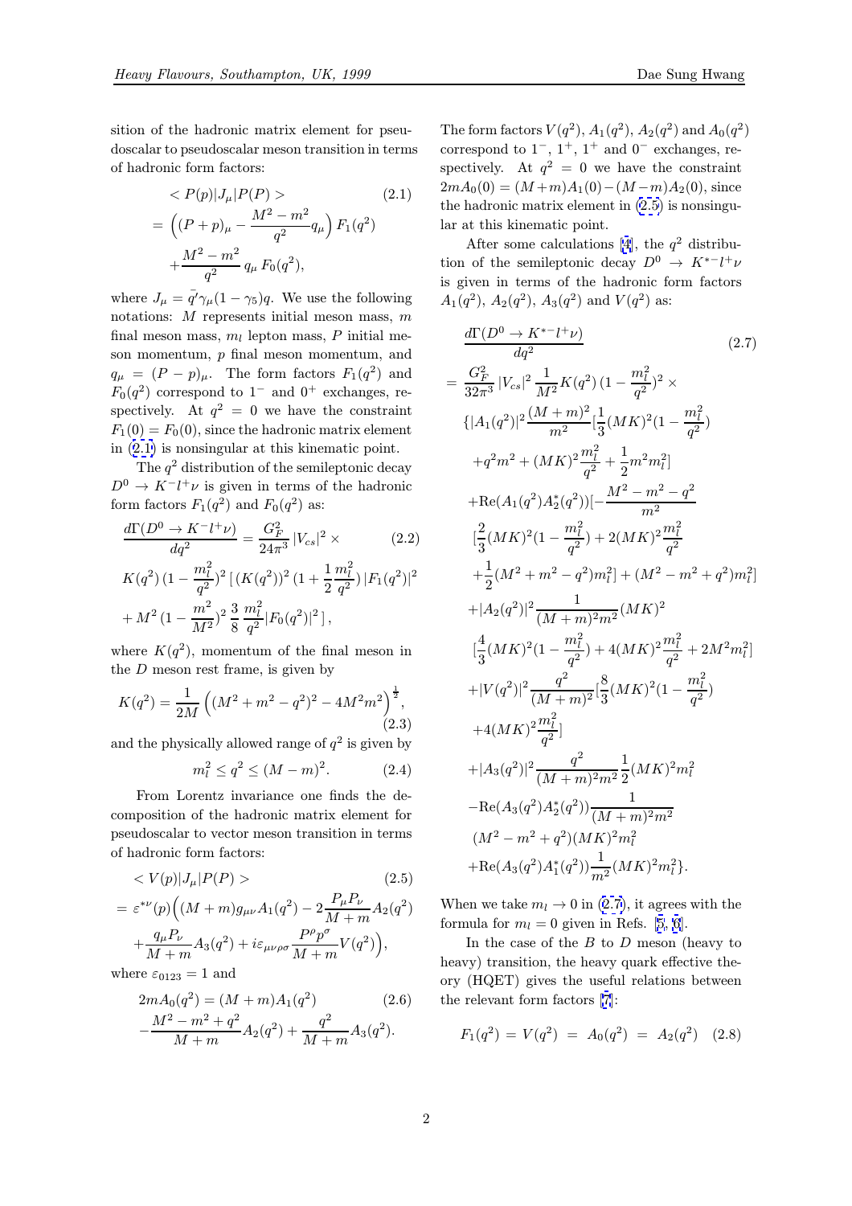sition of the hadronic matrix element for pseudoscalar to pseudoscalar meson transition in terms of hadronic form factors:

$$
\begin{aligned}
&< P(p)|J_\mu|P(P) > \qquad (2.1)\\
&= \Big((P+p)_\mu - \frac{M^2-m^2}{q^2} q_\mu\Big)\, F_1(q^2)\\
&+ \frac{M^2-m^2}{q^2}\, q_\mu\, F_0(q^2),
\end{aligned}
$$

where $J_\mu = \bar{q}'\gamma_\mu(1-\gamma_5)q$. We use the following notations: $M$ represents initial meson mass, $m$ final meson mass, $m_l$ lepton mass, $P$ initial meson momentum, $p$ final meson momentum, and $q_\mu = (P-p)_\mu$. The form factors $F_1(q^2)$ and $F_0(q^2)$ correspond to $1^-$ and $0^+$ exchanges, respectively. At $q^2=0$ we have the constraint $F_1(0)=F_0(0)$, since the hadronic matrix element in (2.1) is nonsingular at this kinematic point.

The $q^2$ distribution of the semileptonic decay $D^0 \to K^- l^+ \nu$ is given in terms of the hadronic form factors $F_1(q^2)$ and $F_0(q^2)$ as:

$$
\begin{aligned}
&\frac{d\Gamma(D^0\to K^- l^+\nu)}{dq^2} = \frac{G_F^2}{24\pi^3}\, |V_{cs}|^2 \times \qquad (2.2)\\
&K(q^2)\,(1-\frac{m_l^2}{q^2})^2\, [\, (K(q^2))^2\, (1+\frac{1}{2}\frac{m_l^2}{q^2})\, |F_1(q^2)|^2\\
&+ M^2\,(1-\frac{m^2}{M^2})^2\, \frac{3}{8}\, \frac{m_l^2}{q^2} |F_0(q^2)|^2\, ],
\end{aligned}
$$

where $K(q^2)$, momentum of the final meson in the $D$ meson rest frame, is given by

$$
K(q^2) = \frac{1}{2M}\Big((M^2+m^2-q^2)^2 - 4M^2m^2\Big)^{\frac{1}{2}}, \qquad (2.3)
$$

and the physically allowed range of $q^2$ is given by

$$
m_l^2 \le q^2 \le (M-m)^2. \qquad (2.4)
$$

From Lorentz invariance one finds the decomposition of the hadronic matrix element for pseudoscalar to vector meson transition in terms of hadronic form factors:

$$
\begin{aligned}
&< V(p)|J_\mu|P(P) > \qquad (2.5)\\
&= \varepsilon^{*\nu}(p)\Big((M+m)g_{\mu\nu}A_1(q^2) - 2\frac{P_\mu P_\nu}{M+m}A_2(q^2)\\
&+ \frac{q_\mu P_\nu}{M+m}A_3(q^2) + i\varepsilon_{\mu\nu\rho\sigma}\frac{P^\rho p^\sigma}{M+m}V(q^2)\Big),
\end{aligned}
$$

where $\varepsilon_{0123}=1$ and

$$
\begin{aligned}
&2mA_0(q^2) = (M+m)A_1(q^2) \qquad (2.6)\\
&-\frac{M^2-m^2+q^2}{M+m}A_2(q^2) + \frac{q^2}{M+m}A_3(q^2).
\end{aligned}
$$

The form factors $V(q^2)$, $A_1(q^2)$, $A_2(q^2)$ and $A_0(q^2)$ correspond to $1^-$, $1^+$, $1^+$ and $0^-$ exchanges, respectively. At $q^2=0$ we have the constraint $2mA_0(0) = (M+m)A_1(0) - (M-m)A_2(0)$, since the hadronic matrix element in (2.5) is nonsingular at this kinematic point.

After some calculations [4], the $q^2$ distribution of the semileptonic decay $D^0 \to K^{*-} l^+ \nu$ is given in terms of the hadronic form factors $A_1(q^2)$, $A_2(q^2)$, $A_3(q^2)$ and $V(q^2)$ as:

$$
\begin{aligned}
&\frac{d\Gamma(D^0\to K^{*-} l^+\nu)}{dq^2} \qquad (2.7)\\
&= \frac{G_F^2}{32\pi^3}\, |V_{cs}|^2\, \frac{1}{M^2} K(q^2)\, (1-\frac{m_l^2}{q^2})^2 \times\\
&\{ |A_1(q^2)|^2 \frac{(M+m)^2}{m^2} [\frac{1}{3}(MK)^2 (1-\frac{m_l^2}{q^2})\\
&+ q^2 m^2 + (MK)^2 \frac{m_l^2}{q^2} + \frac{1}{2} m^2 m_l^2]\\
&+ \mathrm{Re}(A_1(q^2)A_2^*(q^2)) [-\frac{M^2-m^2-q^2}{m^2}\\
&[\frac{2}{3}(MK)^2(1-\frac{m_l^2}{q^2}) + 2(MK)^2\frac{m_l^2}{q^2}\\
&+ \frac{1}{2}(M^2+m^2-q^2)m_l^2] + (M^2-m^2+q^2)m_l^2]\\
&+ |A_2(q^2)|^2 \frac{1}{(M+m)^2 m^2}(MK)^2\\
&[\frac{4}{3}(MK)^2(1-\frac{m_l^2}{q^2}) + 4(MK)^2\frac{m_l^2}{q^2} + 2M^2 m_l^2]\\
&+ |V(q^2)|^2 \frac{q^2}{(M+m)^2} [\frac{8}{3}(MK)^2(1-\frac{m_l^2}{q^2})\\
&+ 4(MK)^2\frac{m_l^2}{q^2}]\\
&+ |A_3(q^2)|^2 \frac{q^2}{(M+m)^2 m^2}\frac{1}{2}(MK)^2 m_l^2\\
&- \mathrm{Re}(A_3(q^2)A_2^*(q^2)) \frac{1}{(M+m)^2 m^2}\\
&(M^2-m^2+q^2)(MK)^2 m_l^2\\
&+ \mathrm{Re}(A_3(q^2)A_1^*(q^2)) \frac{1}{m^2}(MK)^2 m_l^2 \}.
\end{aligned}
$$

When we take $m_l \to 0$ in (2.7), it agrees with the formula for $m_l=0$ given in Refs. [5, 6].

In the case of the $B$ to $D$ meson (heavy to heavy) transition, the heavy quark effective theory (HQET) gives the useful relations between the relevant form factors [7]:

$$
F_1(q^2) = V(q^2) = A_0(q^2) = A_2(q^2) \qquad (2.8)
$$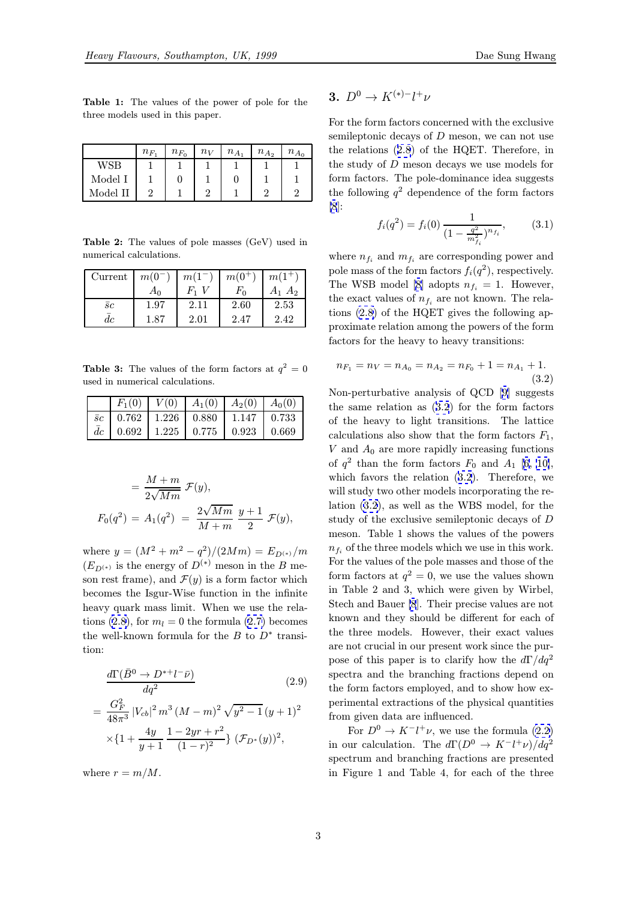**Table 1:** The values of the power of pole for the three models used in this paper.

| | $n_{F_1}$ | $n_{F_0}$ | $n_V$ | $n_{A_1}$ | $n_{A_2}$ | $n_{A_0}$ |
|---|---|---|---|---|---|---|
| WSB | 1 | 1 | 1 | 1 | 1 | 1 |
| Model I | 1 | 0 | 1 | 0 | 1 | 1 |
| Model II | 2 | 1 | 2 | 1 | 2 | 2 |

**Table 2:** The values of pole masses (GeV) used in numerical calculations.

| Current | $m(0^-)$ $A_0$ | $m(1^-)$ $F_1$ $V$ | $m(0^+)$ $F_0$ | $m(1^+)$ $A_1$ $A_2$ |
|---|---|---|---|---|
| $\bar{s}c$ | 1.97 | 2.11 | 2.60 | 2.53 |
| $\bar{d}c$ | 1.87 | 2.01 | 2.47 | 2.42 |

**Table 3:** The values of the form factors at $q^2 = 0$ used in numerical calculations.

| | $F_1(0)$ | $V(0)$ | $A_1(0)$ | $A_2(0)$ | $A_0(0)$ |
|---|---|---|---|---|---|
| $\bar{s}c$ | 0.762 | 1.226 | 0.880 | 1.147 | 0.733 |
| $\bar{d}c$ | 0.692 | 1.225 | 0.775 | 0.923 | 0.669 |

$$= \frac{M+m}{2\sqrt{Mm}}\, \mathcal{F}(y),$$

$$F_0(q^2) = A_1(q^2) = \frac{2\sqrt{Mm}}{M+m}\, \frac{y+1}{2}\, \mathcal{F}(y),$$

where $y = (M^2 + m^2 - q^2)/(2Mm) = E_{D^{(*)}}/m$ ($E_{D^{(*)}}$ is the energy of $D^{(*)}$ meson in the $B$ meson rest frame), and $\mathcal{F}(y)$ is a form factor which becomes the Isgur-Wise function in the infinite heavy quark mass limit. When we use the relations (2.8), for $m_l = 0$ the formula (2.7) becomes the well-known formula for the $B$ to $D^*$ transition:

$$\frac{d\Gamma(\bar{B}^0 \to D^{*+} l^- \bar{\nu})}{dq^2} \tag{2.9}$$

$$= \frac{G_F^2}{48\pi^3}\, |V_{cb}|^2\, m^3\, (M-m)^2\, \sqrt{y^2-1}\, (y+1)^2$$

$$\times \{1 + \frac{4y}{y+1}\, \frac{1-2yr+r^2}{(1-r)^2}\}\, (\mathcal{F}_{D^*}(y))^2,$$

where $r = m/M$.

## 3. $D^0 \to K^{(*)-} l^+ \nu$

For the form factors concerned with the exclusive semileptonic decays of $D$ meson, we can not use the relations (2.8) of the HQET. Therefore, in the study of $D$ meson decays we use models for form factors. The pole-dominance idea suggests the following $q^2$ dependence of the form factors [8]:

$$f_i(q^2) = f_i(0)\, \frac{1}{(1 - \frac{q^2}{m_{f_i}^2})^{n_{f_i}}}, \tag{3.1}$$

where $n_{f_i}$ and $m_{f_i}$ are corresponding power and pole mass of the form factors $f_i(q^2)$, respectively. The WSB model [8] adopts $n_{f_i} = 1$. However, the exact values of $n_{f_i}$ are not known. The relations (2.8) of the HQET gives the following approximate relation among the powers of the form factors for the heavy to heavy transitions:

$$n_{F_1} = n_V = n_{A_0} = n_{A_2} = n_{F_0} + 1 = n_{A_1} + 1. \tag{3.2}$$

Non-perturbative analysis of QCD [9] suggests the same relation as (3.2) for the form factors of the heavy to light transitions. The lattice calculations also show that the form factors $F_1$, $V$ and $A_0$ are more rapidly increasing functions of $q^2$ than the form factors $F_0$ and $A_1$ [6, 10], which favors the relation (3.2). Therefore, we will study two other models incorporating the relation (3.2), as well as the WBS model, for the study of the exclusive semileptonic decays of $D$ meson. Table 1 shows the values of the powers $n_{f_i}$ of the three models which we use in this work. For the values of the pole masses and those of the form factors at $q^2 = 0$, we use the values shown in Table 2 and 3, which were given by Wirbel, Stech and Bauer [8]. Their precise values are not known and they should be different for each of the three models. However, their exact values are not crucial in our present work since the purpose of this paper is to clarify how the $d\Gamma/dq^2$ spectra and the branching fractions depend on the form factors employed, and to show how experimental extractions of the physical quantities from given data are influenced.

For $D^0 \to K^- l^+ \nu$, we use the formula (2.2) in our calculation. The $d\Gamma(D^0 \to K^- l^+ \nu)/dq^2$ spectrum and branching fractions are presented in Figure 1 and Table 4, for each of the three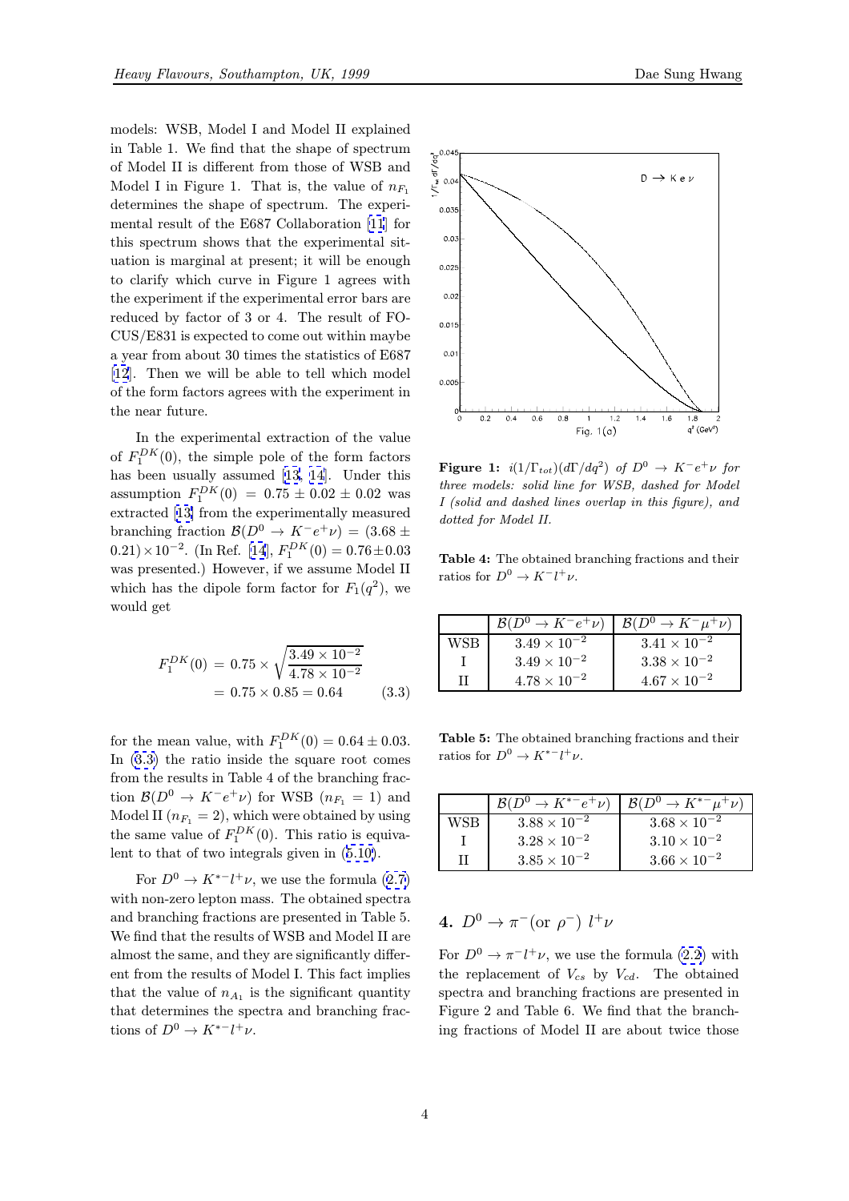models: WSB, Model I and Model II explained in Table 1. We find that the shape of spectrum of Model II is different from those of WSB and Model I in Figure 1. That is, the value of $n_{F_1}$ determines the shape of spectrum. The experimental result of the E687 Collaboration [11] for this spectrum shows that the experimental situation is marginal at present; it will be enough to clarify which curve in Figure 1 agrees with the experiment if the experimental error bars are reduced by factor of 3 or 4. The result of FOCUS/E831 is expected to come out within maybe a year from about 30 times the statistics of E687 [12]. Then we will be able to tell which model of the form factors agrees with the experiment in the near future.

In the experimental extraction of the value of $F_1^{DK}(0)$, the simple pole of the form factors has been usually assumed [13, 14]. Under this assumption $F_1^{DK}(0) = 0.75 \pm 0.02 \pm 0.02$ was extracted [13] from the experimentally measured branching fraction $\mathcal{B}(D^0 \to K^- e^+ \nu) = (3.68 \pm 0.21) \times 10^{-2}$. (In Ref. [14], $F_1^{DK}(0) = 0.76 \pm 0.03$ was presented.) However, if we assume Model II which has the dipole form factor for $F_1(q^2)$, we would get

$$
\begin{aligned}
F_1^{DK}(0) &= 0.75 \times \sqrt{\frac{3.49 \times 10^{-2}}{4.78 \times 10^{-2}}} \\
&= 0.75 \times 0.85 = 0.64 \qquad (3.3)
\end{aligned}
$$

for the mean value, with $F_1^{DK}(0) = 0.64 \pm 0.03$. In (3.3) the ratio inside the square root comes from the results in Table 4 of the branching fraction $\mathcal{B}(D^0 \to K^- e^+ \nu)$ for WSB ($n_{F_1} = 1$) and Model II ($n_{F_1} = 2$), which were obtained by using the same value of $F_1^{DK}(0)$. This ratio is equivalent to that of two integrals given in (5.10).

For $D^0 \to K^{*-} l^+ \nu$, we use the formula (2.7) with non-zero lepton mass. The obtained spectra and branching fractions are presented in Table 5. We find that the results of WSB and Model II are almost the same, and they are significantly different from the results of Model I. This fact implies that the value of $n_{A_1}$ is the significant quantity that determines the spectra and branching fractions of $D^0 \to K^{*-} l^+ \nu$.

**Figure 1:** *$i(1/\Gamma_{tot})(d\Gamma/dq^2)$ of $D^0 \to K^- e^+ \nu$ for three models: solid line for WSB, dashed for Model I (solid and dashed lines overlap in this figure), and dotted for Model II.*

**Table 4:** The obtained branching fractions and their ratios for $D^0 \to K^- l^+ \nu$.

| | $\mathcal{B}(D^0 \to K^- e^+ \nu)$ | $\mathcal{B}(D^0 \to K^- \mu^+ \nu)$ |
|---|---|---|
| WSB | $3.49 \times 10^{-2}$ | $3.41 \times 10^{-2}$ |
| I | $3.49 \times 10^{-2}$ | $3.38 \times 10^{-2}$ |
| II | $4.78 \times 10^{-2}$ | $4.67 \times 10^{-2}$ |

**Table 5:** The obtained branching fractions and their ratios for $D^0 \to K^{*-} l^+ \nu$.

| | $\mathcal{B}(D^0 \to K^{*-} e^+ \nu)$ | $\mathcal{B}(D^0 \to K^{*-} \mu^+ \nu)$ |
|---|---|---|
| WSB | $3.88 \times 10^{-2}$ | $3.68 \times 10^{-2}$ |
| I | $3.28 \times 10^{-2}$ | $3.10 \times 10^{-2}$ |
| II | $3.85 \times 10^{-2}$ | $3.66 \times 10^{-2}$ |

## 4. $D^0 \to \pi^-$ (or $\rho^-$) $l^+ \nu$

For $D^0 \to \pi^- l^+ \nu$, we use the formula (2.2) with the replacement of $V_{cs}$ by $V_{cd}$. The obtained spectra and branching fractions are presented in Figure 2 and Table 6. We find that the branching fractions of Model II are about twice those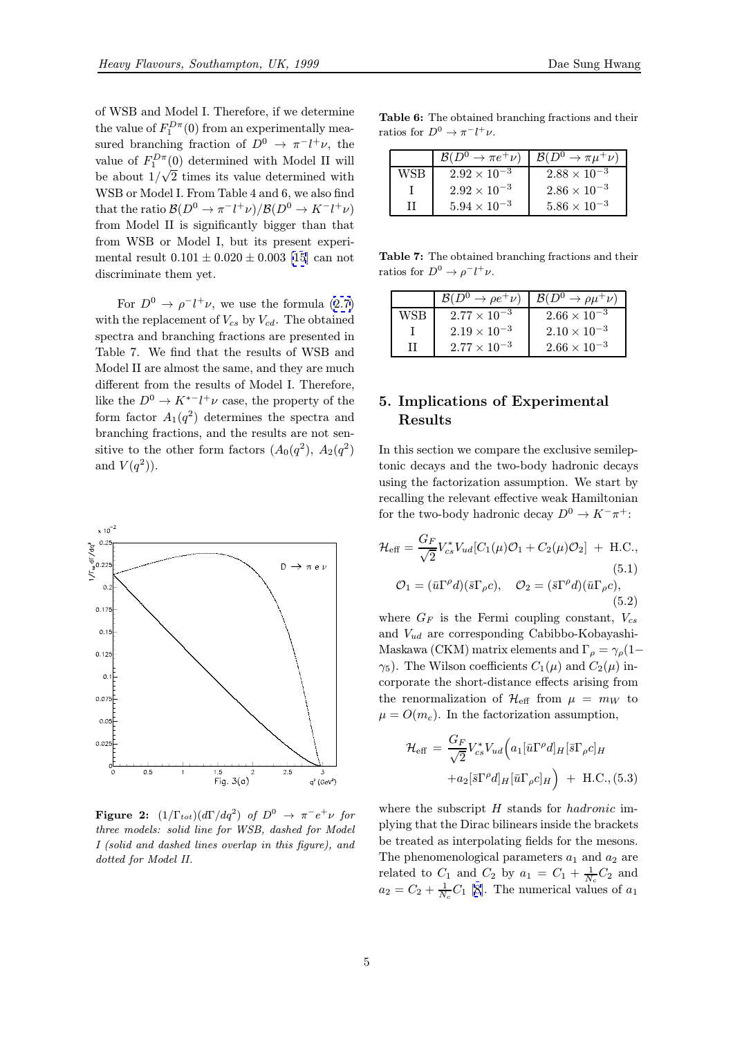of WSB and Model I. Therefore, if we determine the value of $F_1^{D\pi}(0)$ from an experimentally measured branching fraction of $D^0 \to \pi^- l^+ \nu$, the value of $F_1^{D\pi}(0)$ determined with Model II will be about $1/\sqrt{2}$ times its value determined with WSB or Model I. From Table 4 and 6, we also find that the ratio $\mathcal{B}(D^0 \to \pi^- l^+ \nu)/\mathcal{B}(D^0 \to K^- l^+ \nu)$ from Model II is significantly bigger than that from WSB or Model I, but its present experimental result $0.101 \pm 0.020 \pm 0.003$ [15] can not discriminate them yet.

For $D^0 \to \rho^- l^+ \nu$, we use the formula (2.7) with the replacement of $V_{cs}$ by $V_{cd}$. The obtained spectra and branching fractions are presented in Table 7. We find that the results of WSB and Model II are almost the same, and they are much different from the results of Model I. Therefore, like the $D^0 \to K^{*-} l^+ \nu$ case, the property of the form factor $A_1(q^2)$ determines the spectra and branching fractions, and the results are not sensitive to the other form factors ($A_0(q^2)$, $A_2(q^2)$ and $V(q^2)$).

**Figure 2:** $(1/\Gamma_{tot})(d\Gamma/dq^2)$ *of* $D^0 \to \pi^- e^+ \nu$ *for three models: solid line for WSB, dashed for Model I (solid and dashed lines overlap in this figure), and dotted for Model II.*

**Table 6:** The obtained branching fractions and their ratios for $D^0 \to \pi^- l^+ \nu$.

| | $\mathcal{B}(D^0 \to \pi e^+ \nu)$ | $\mathcal{B}(D^0 \to \pi \mu^+ \nu)$ |
|---|---|---|
| WSB | $2.92 \times 10^{-3}$ | $2.88 \times 10^{-3}$ |
| I | $2.92 \times 10^{-3}$ | $2.86 \times 10^{-3}$ |
| II | $5.94 \times 10^{-3}$ | $5.86 \times 10^{-3}$ |

**Table 7:** The obtained branching fractions and their ratios for $D^0 \to \rho^- l^+ \nu$.

| | $\mathcal{B}(D^0 \to \rho e^+ \nu)$ | $\mathcal{B}(D^0 \to \rho \mu^+ \nu)$ |
|---|---|---|
| WSB | $2.77 \times 10^{-3}$ | $2.66 \times 10^{-3}$ |
| I | $2.19 \times 10^{-3}$ | $2.10 \times 10^{-3}$ |
| II | $2.77 \times 10^{-3}$ | $2.66 \times 10^{-3}$ |

## 5. Implications of Experimental Results

In this section we compare the exclusive semileptonic decays and the two-body hadronic decays using the factorization assumption. We start by recalling the relevant effective weak Hamiltonian for the two-body hadronic decay $D^0 \to K^- \pi^+$:

$$\mathcal{H}_{\rm eff} = \frac{G_F}{\sqrt{2}} V_{cs}^* V_{ud} [C_1(\mu)\mathcal{O}_1 + C_2(\mu)\mathcal{O}_2] \; + \; \text{H.C.}, \tag{5.1}$$

$$\mathcal{O}_1 = (\bar{u}\Gamma^\rho d)(\bar{s}\Gamma_\rho c), \quad \mathcal{O}_2 = (\bar{s}\Gamma^\rho d)(\bar{u}\Gamma_\rho c), \tag{5.2}$$

where $G_F$ is the Fermi coupling constant, $V_{cs}$ and $V_{ud}$ are corresponding Cabibbo-Kobayashi-Maskawa (CKM) matrix elements and $\Gamma_\rho = \gamma_\rho(1-\gamma_5)$. The Wilson coefficients $C_1(\mu)$ and $C_2(\mu)$ incorporate the short-distance effects arising from the renormalization of $\mathcal{H}_{\rm eff}$ from $\mu = m_W$ to $\mu = O(m_c)$. In the factorization assumption,

$$\mathcal{H}_{\rm eff} = \frac{G_F}{\sqrt{2}} V_{cs}^* V_{ud} \Big( a_1 [\bar{u}\Gamma^\rho d]_H [\bar{s}\Gamma_\rho c]_H + a_2 [\bar{s}\Gamma^\rho d]_H [\bar{u}\Gamma_\rho c]_H \Big) \; + \; \text{H.C.}, \tag{5.3}$$

where the subscript $H$ stands for *hadronic* implying that the Dirac bilinears inside the brackets be treated as interpolating fields for the mesons. The phenomenological parameters $a_1$ and $a_2$ are related to $C_1$ and $C_2$ by $a_1 = C_1 + \frac{1}{N_c} C_2$ and $a_2 = C_2 + \frac{1}{N_c} C_1$ [8]. The numerical values of $a_1$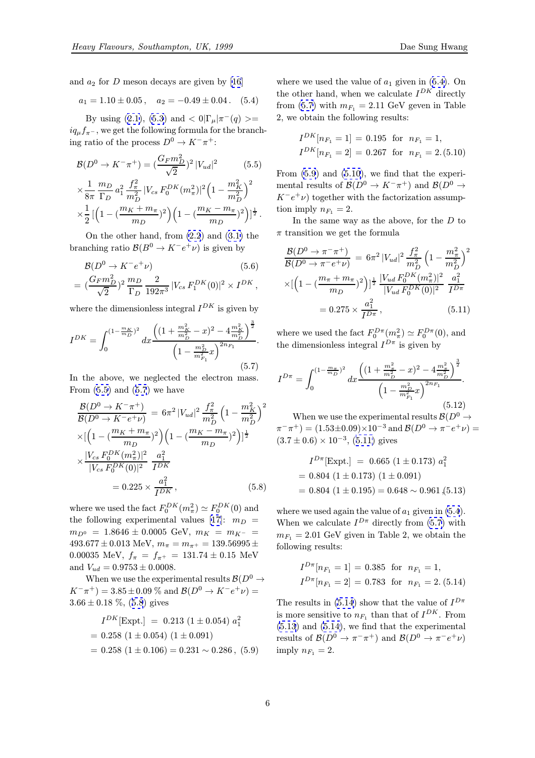and $a_2$ for $D$ meson decays are given by [16]

$$a_1 = 1.10 \pm 0.05\,, \quad a_2 = -0.49 \pm 0.04\,. \quad (5.4)$$

By using (2.1), (5.3) and $< 0|\Gamma_\mu|\pi^-(q) > = iq_\mu f_{\pi^-}$, we get the following formula for the branching ratio of the process $D^0 \to K^-\pi^+$:

$$\mathcal{B}(D^0 \to K^-\pi^+) = (\frac{G_F m_D^2}{\sqrt{2}})^2\, |V_{ud}|^2 \quad (5.5)$$
$$\times \frac{1}{8\pi}\, \frac{m_D}{\Gamma_D}\, a_1^2\, \frac{f_\pi^2}{m_D^2}\, |V_{cs}\, F_0^{DK}(m_\pi^2)|^2 \Big(1 - \frac{m_K^2}{m_D^2}\Big)^2$$
$$\times \frac{1}{2}\, [\Big(1 - (\frac{m_K + m_\pi}{m_D})^2\Big)\Big(1 - (\frac{m_K - m_\pi}{m_D})^2\Big)]^{\frac{1}{2}}.$$

On the other hand, from (2.2) and (3.1) the branching ratio $\mathcal{B}(B^0 \to K^- e^+ \nu)$ is given by

$$\mathcal{B}(D^0 \to K^- e^+ \nu) \quad (5.6)$$
$$= (\frac{G_F m_D^2}{\sqrt{2}})^2\, \frac{m_D}{\Gamma_D}\, \frac{2}{192\pi^3}\, |V_{cs}\, F_1^{DK}(0)|^2 \times I^{DK}\,,$$

where the dimensionless integral $I^{DK}$ is given by

$$I^{DK} = \int_0^{(1-\frac{m_K}{m_D})^2} dx \frac{\Big((1 + \frac{m_K^2}{m_D^2} - x)^2 - 4\frac{m_K^2}{m_D^2}\Big)^{\frac{3}{2}}}{\Big(1 - \frac{m_D^2}{m_{F_1}^2}x\Big)^{2n_{F_1}}}. \quad (5.7)$$

In the above, we neglected the electron mass. From (5.5) and (5.7) we have

$$\frac{\mathcal{B}(D^0 \to K^-\pi^+)}{\mathcal{B}(D^0 \to K^- e^+ \nu)} = 6\pi^2\, |V_{ud}|^2\, \frac{f_\pi^2}{m_D^2}\, \Big(1 - \frac{m_K^2}{m_D^2}\Big)^2$$
$$\times [\Big(1 - (\frac{m_K + m_\pi}{m_D})^2\Big)\Big(1 - (\frac{m_K - m_\pi}{m_D})^2\Big)]^{\frac{1}{2}}$$
$$\times \frac{|V_{cs}\, F_0^{DK}(m_\pi^2)|^2}{|V_{cs}\, F_0^{DK}(0)|^2}\, \frac{a_1^2}{I^{DK}}$$
$$= 0.225 \times \frac{a_1^2}{I^{DK}}\,, \quad (5.8)$$

where we used the fact $F_0^{DK}(m_\pi^2) \simeq F_0^{DK}(0)$ and the following experimental values [17]: $m_D = m_{D^0} = 1.8646 \pm 0.0005$ GeV, $m_K = m_{K^-} = 493.677 \pm 0.013$ MeV, $m_\pi = m_{\pi^+} = 139.56995 \pm 0.00035$ MeV, $f_\pi = f_{\pi^+} = 131.74 \pm 0.15$ MeV and $V_{ud} = 0.9753 \pm 0.0008$.

When we use the experimental results $\mathcal{B}(D^0 \to K^-\pi^+) = 3.85 \pm 0.09$ % and $\mathcal{B}(D^0 \to K^- e^+ \nu) = 3.66 \pm 0.18$ %, (5.8) gives

$$I^{DK}[\mathrm{Expt.}] \;=\; 0.213\;(1 \pm 0.054)\; a_1^2$$
$$=\; 0.258\;(1 \pm 0.054)\;(1 \pm 0.091)$$
$$=\; 0.258\;(1 \pm 0.106) = 0.231 \sim 0.286\,, \quad (5.9)$$

where we used the value of $a_1$ given in (5.4). On the other hand, when we calculate $I^{DK}$ directly from (5.7) with $m_{F_1} = 2.11$ GeV geven in Table 2, we obtain the following results:

$$I^{DK}[n_{F_1} = 1] = 0.195 \;\;\text{for}\;\; n_{F_1} = 1,$$
$$I^{DK}[n_{F_1} = 2] = 0.267 \;\;\text{for}\;\; n_{F_1} = 2. \quad (5.10)$$

From (5.9) and (5.10), we find that the experimental results of $\mathcal{B}(D^0 \to K^-\pi^+)$ and $\mathcal{B}(D^0 \to K^- e^+ \nu)$ together with the factorization assumption imply $n_{F_1} = 2$.

In the same way as the above, for the $D$ to $\pi$ transition we get the formula

$$\frac{\mathcal{B}(D^0 \to \pi^-\pi^+)}{\mathcal{B}(D^0 \to \pi^- e^+ \nu)} = 6\pi^2\, |V_{ud}|^2\, \frac{f_\pi^2}{m_D^2}\, \Big(1 - \frac{m_\pi^2}{m_D^2}\Big)^2$$
$$\times [\Big(1 - (\frac{m_\pi + m_\pi}{m_D})^2\Big)]^{\frac{1}{2}}\, \frac{|V_{ud}\, F_0^{D\pi}(m_\pi^2)|^2}{|V_{ud}\, F_0^{D\pi}(0)|^2}\, \frac{a_1^2}{I^{D\pi}}$$
$$= 0.275 \times \frac{a_1^2}{I^{D\pi}}\,, \quad (5.11)$$

where we used the fact $F_0^{D\pi}(m_\pi^2) \simeq F_0^{D\pi}(0)$, and the dimensionless integral $I^{D\pi}$ is given by

$$I^{D\pi} = \int_0^{(1-\frac{m_\pi}{m_D})^2} dx \frac{\Big((1 + \frac{m_\pi^2}{m_D^2} - x)^2 - 4\frac{m_\pi^2}{m_D^2}\Big)^{\frac{3}{2}}}{\Big(1 - \frac{m_D^2}{m_{F_1}^2}x\Big)^{2n_{F_1}}}. \quad (5.12)$$

When we use the experimental results $\mathcal{B}(D^0 \to \pi^-\pi^+) = (1.53 \pm 0.09) \times 10^{-3}$ and $\mathcal{B}(D^0 \to \pi^- e^+ \nu) = (3.7 \pm 0.6) \times 10^{-3}$, (5.11) gives

$$I^{D\pi}[\mathrm{Expt.}] \;=\; 0.665\;(1 \pm 0.173)\; a_1^2$$
$$=\; 0.804\;(1 \pm 0.173)\;(1 \pm 0.091)$$
$$=\; 0.804\;(1 \pm 0.195) = 0.648 \sim 0.961\,, \quad (5.13)$$

where we used again the value of $a_1$ given in (5.4). When we calculate $I^{D\pi}$ directly from (5.7) with $m_{F_1} = 2.01$ GeV given in Table 2, we obtain the following results:

$$I^{D\pi}[n_{F_1} = 1] = 0.385 \;\;\text{for}\;\; n_{F_1} = 1,$$
$$I^{D\pi}[n_{F_1} = 2] = 0.783 \;\;\text{for}\;\; n_{F_1} = 2. \quad (5.14)$$

The results in (5.14) show that the value of $I^{D\pi}$ is more sensitive to $n_{F_1}$ than that of $I^{DK}$. From (5.13) and (5.14), we find that the experimental results of $\mathcal{B}(D^0 \to \pi^-\pi^+)$ and $\mathcal{B}(D^0 \to \pi^- e^+ \nu)$ imply $n_{F_1} = 2$.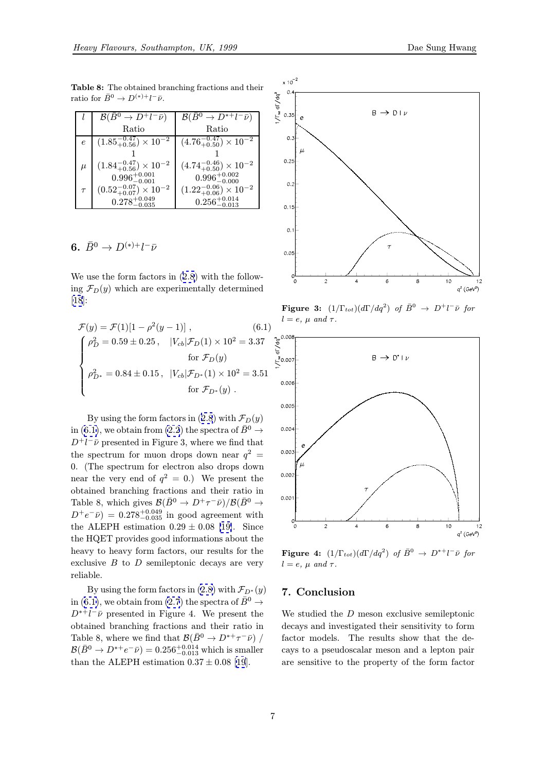**Table 8:** The obtained branching fractions and their ratio for $\bar{B}^0 \to D^{(*)+} l^- \bar{\nu}$.

| $l$ | $\mathcal{B}(\bar{B}^0 \to D^+ l^- \bar{\nu})$ Ratio | $\mathcal{B}(\bar{B}^0 \to D^{*+} l^- \bar{\nu})$ Ratio |
|---|---|---|
| $e$ | $(1.85^{-0.47}_{+0.56}) \times 10^{-2}$ <br> 1 | $(4.76^{-0.47}_{+0.50}) \times 10^{-2}$ <br> 1 |
| $\mu$ | $(1.84^{-0.47}_{+0.56}) \times 10^{-2}$ <br> $0.996^{+0.001}_{-0.001}$ | $(4.74^{-0.46}_{+0.50}) \times 10^{-2}$ <br> $0.996^{+0.002}_{-0.000}$ |
| $\tau$ | $(0.52^{-0.07}_{+0.07}) \times 10^{-2}$ <br> $0.278^{+0.049}_{-0.035}$ | $(1.22^{-0.06}_{+0.06}) \times 10^{-2}$ <br> $0.256^{+0.014}_{-0.013}$ |

## 6. $\bar{B}^0 \to D^{(*)+} l^- \bar{\nu}$

We use the form factors in (2.8) with the following $\mathcal{F}_D(y)$ which are experimentally determined [18]:

$$\mathcal{F}(y) = \mathcal{F}(1)[1 - \rho^2(y-1)] \;, \tag{6.1}$$

$$\begin{cases} \rho_D^2 = 0.59 \pm 0.25 \,, & |V_{cb}|\mathcal{F}_D(1) \times 10^2 = 3.37 \\ & \text{for } \mathcal{F}_D(y) \\ \rho_{D^*}^2 = 0.84 \pm 0.15 \,, & |V_{cb}|\mathcal{F}_{D^*}(1) \times 10^2 = 3.51 \\ & \text{for } \mathcal{F}_{D^*}(y) \;. \end{cases}$$

By using the form factors in (2.8) with $\mathcal{F}_D(y)$ in (6.1), we obtain from (2.2) the spectra of $\bar{B}^0 \to D^+ l^- \bar{\nu}$ presented in Figure 3, where we find that the spectrum for muon drops down near $q^2 = 0$. (The spectrum for electron also drops down near the very end of $q^2 = 0$.) We present the obtained branching fractions and their ratio in Table 8, which gives $\mathcal{B}(\bar{B}^0 \to D^+ \tau^- \bar{\nu}) / \mathcal{B}(\bar{B}^0 \to D^+ e^- \bar{\nu}) = 0.278^{+0.049}_{-0.035}$ in good agreement with the ALEPH estimation $0.29 \pm 0.08$ [19]. Since the HQET provides good informations about the heavy to heavy form factors, our results for the exclusive $B$ to $D$ semileptonic decays are very reliable.

By using the form factors in (2.8) with $\mathcal{F}_{D^*}(y)$ in (6.1), we obtain from (2.7) the spectra of $\bar{B}^0 \to D^{*+} l^- \bar{\nu}$ presented in Figure 4. We present the obtained branching fractions and their ratio in Table 8, where we find that $\mathcal{B}(\bar{B}^0 \to D^{*+} \tau^- \bar{\nu})$ / $\mathcal{B}(\bar{B}^0 \to D^{*+} e^- \bar{\nu}) = 0.256^{+0.014}_{-0.013}$ which is smaller than the ALEPH estimation $0.37 \pm 0.08$ [19].

**Figure 3:** $(1/\Gamma_{tot})(d\Gamma/dq^2)$ *of* $\bar{B}^0 \to D^+ l^- \bar{\nu}$ *for* $l = e$, $\mu$ *and* $\tau$.

**Figure 4:** $(1/\Gamma_{tot})(d\Gamma/dq^2)$ *of* $\bar{B}^0 \to D^{*+} l^- \bar{\nu}$ *for* $l = e$, $\mu$ *and* $\tau$.

## 7. Conclusion

We studied the $D$ meson exclusive semileptonic decays and investigated their sensitivity to form factor models. The results show that the decays to a pseudoscalar meson and a lepton pair are sensitive to the property of the form factor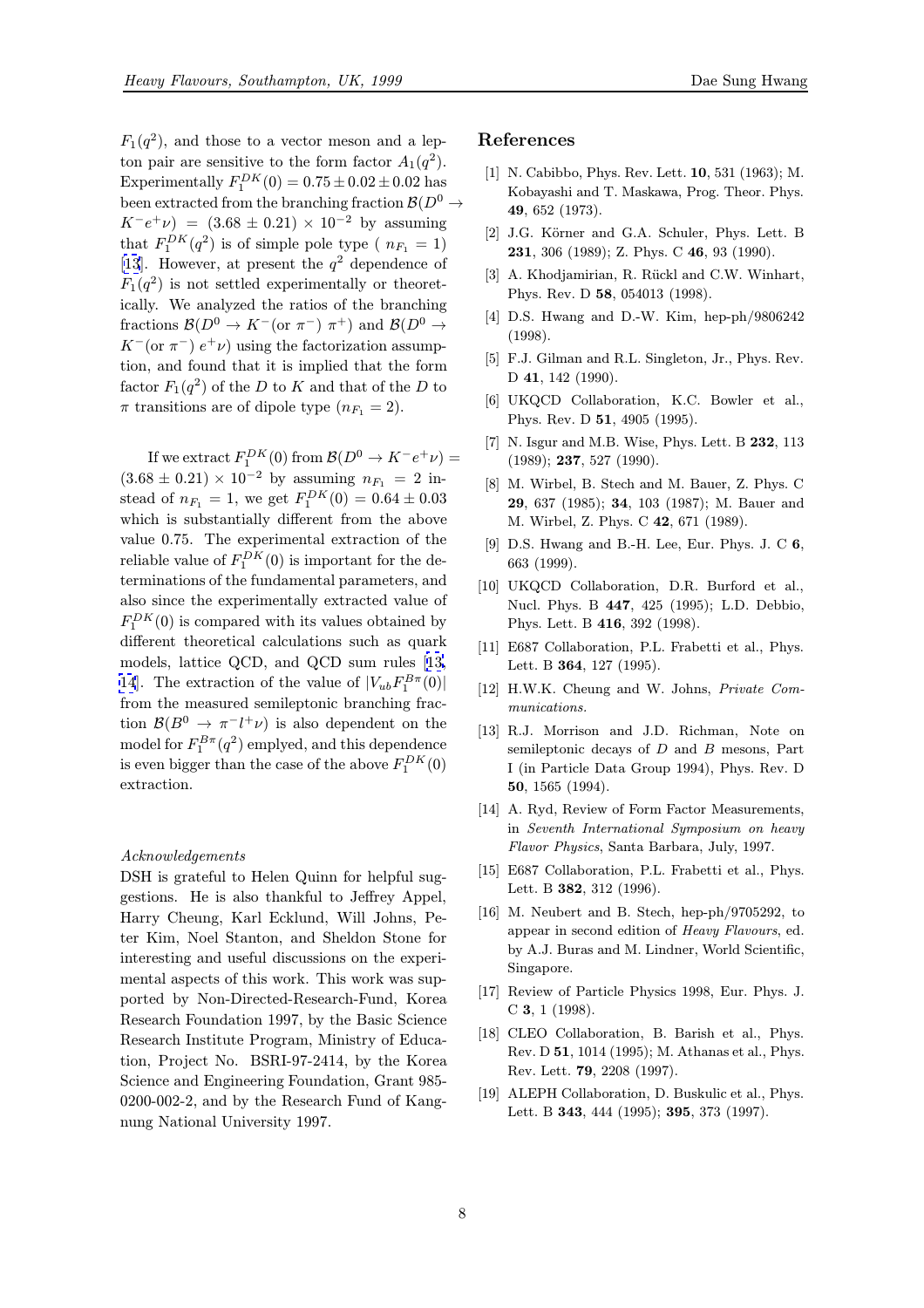$F_1(q^2)$, and those to a vector meson and a lepton pair are sensitive to the form factor $A_1(q^2)$. Experimentally $F_1^{DK}(0) = 0.75 \pm 0.02 \pm 0.02$ has been extracted from the branching fraction $\mathcal{B}(D^0 \to K^- e^+ \nu) = (3.68 \pm 0.21) \times 10^{-2}$ by assuming that $F_1^{DK}(q^2)$ is of simple pole type ( $n_{F_1} = 1$) [13]. However, at present the $q^2$ dependence of $F_1(q^2)$ is not settled experimentally or theoretically. We analyzed the ratios of the branching fractions $\mathcal{B}(D^0 \to K^-(\text{or } \pi^-)\ \pi^+)$ and $\mathcal{B}(D^0 \to K^-(\text{or } \pi^-)\ e^+ \nu)$ using the factorization assumption, and found that it is implied that the form factor $F_1(q^2)$ of the $D$ to $K$ and that of the $D$ to $\pi$ transitions are of dipole type ($n_{F_1} = 2$).

If we extract $F_1^{DK}(0)$ from $\mathcal{B}(D^0 \to K^- e^+ \nu) = (3.68 \pm 0.21) \times 10^{-2}$ by assuming $n_{F_1} = 2$ instead of $n_{F_1} = 1$, we get $F_1^{DK}(0) = 0.64 \pm 0.03$ which is substantially different from the above value 0.75. The experimental extraction of the reliable value of $F_1^{DK}(0)$ is important for the determinations of the fundamental parameters, and also since the experimentally extracted value of $F_1^{DK}(0)$ is compared with its values obtained by different theoretical calculations such as quark models, lattice QCD, and QCD sum rules [13, 14]. The extraction of the value of $|V_{ub} F_1^{B\pi}(0)|$ from the measured semileptonic branching fraction $\mathcal{B}(B^0 \to \pi^- l^+ \nu)$ is also dependent on the model for $F_1^{B\pi}(q^2)$ emplyed, and this dependence is even bigger than the case of the above $F_1^{DK}(0)$ extraction.

*Acknowledgements*

DSH is grateful to Helen Quinn for helpful suggestions. He is also thankful to Jeffrey Appel, Harry Cheung, Karl Ecklund, Will Johns, Peter Kim, Noel Stanton, and Sheldon Stone for interesting and useful discussions on the experimental aspects of this work. This work was supported by Non-Directed-Research-Fund, Korea Research Foundation 1997, by the Basic Science Research Institute Program, Ministry of Education, Project No. BSRI-97-2414, by the Korea Science and Engineering Foundation, Grant 985-0200-002-2, and by the Research Fund of Kangnung National University 1997.

## References

[1] N. Cabibbo, Phys. Rev. Lett. **10**, 531 (1963); M. Kobayashi and T. Maskawa, Prog. Theor. Phys. **49**, 652 (1973).

[2] J.G. Körner and G.A. Schuler, Phys. Lett. B **231**, 306 (1989); Z. Phys. C **46**, 93 (1990).

[3] A. Khodjamirian, R. Rückl and C.W. Winhart, Phys. Rev. D **58**, 054013 (1998).

[4] D.S. Hwang and D.-W. Kim, hep-ph/9806242 (1998).

[5] F.J. Gilman and R.L. Singleton, Jr., Phys. Rev. D **41**, 142 (1990).

[6] UKQCD Collaboration, K.C. Bowler et al., Phys. Rev. D **51**, 4905 (1995).

[7] N. Isgur and M.B. Wise, Phys. Lett. B **232**, 113 (1989); **237**, 527 (1990).

[8] M. Wirbel, B. Stech and M. Bauer, Z. Phys. C **29**, 637 (1985); **34**, 103 (1987); M. Bauer and M. Wirbel, Z. Phys. C **42**, 671 (1989).

[9] D.S. Hwang and B.-H. Lee, Eur. Phys. J. C **6**, 663 (1999).

[10] UKQCD Collaboration, D.R. Burford et al., Nucl. Phys. B **447**, 425 (1995); L.D. Debbio, Phys. Lett. B **416**, 392 (1998).

[11] E687 Collaboration, P.L. Frabetti et al., Phys. Lett. B **364**, 127 (1995).

[12] H.W.K. Cheung and W. Johns, *Private Communications*.

[13] R.J. Morrison and J.D. Richman, Note on semileptonic decays of $D$ and $B$ mesons, Part I (in Particle Data Group 1994), Phys. Rev. D **50**, 1565 (1994).

[14] A. Ryd, Review of Form Factor Measurements, in *Seventh International Symposium on heavy Flavor Physics*, Santa Barbara, July, 1997.

[15] E687 Collaboration, P.L. Frabetti et al., Phys. Lett. B **382**, 312 (1996).

[16] M. Neubert and B. Stech, hep-ph/9705292, to appear in second edition of *Heavy Flavours*, ed. by A.J. Buras and M. Lindner, World Scientific, Singapore.

[17] Review of Particle Physics 1998, Eur. Phys. J. C **3**, 1 (1998).

[18] CLEO Collaboration, B. Barish et al., Phys. Rev. D **51**, 1014 (1995); M. Athanas et al., Phys. Rev. Lett. **79**, 2208 (1997).

[19] ALEPH Collaboration, D. Buskulic et al., Phys. Lett. B **343**, 444 (1995); **395**, 373 (1997).